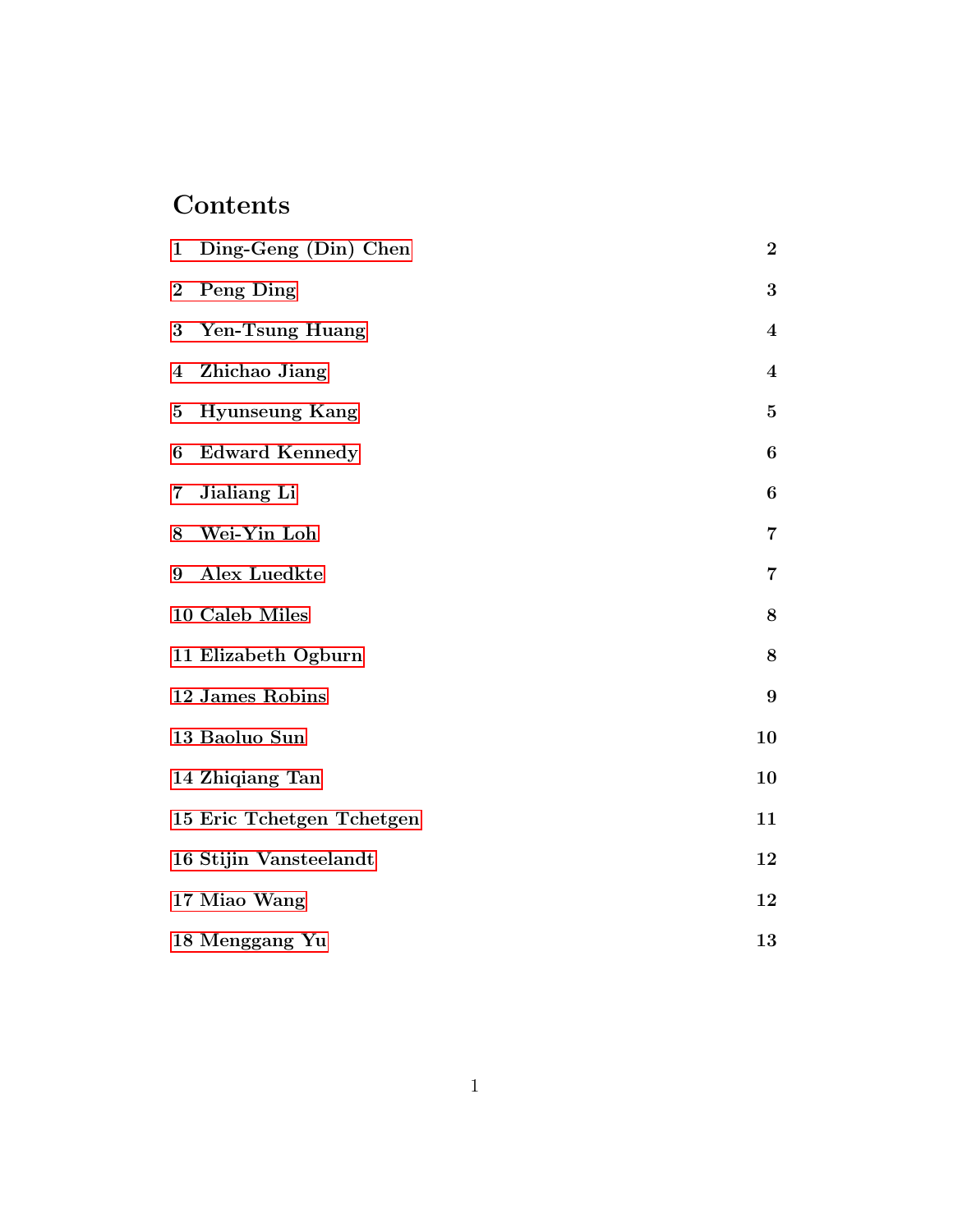# Contents

1 Ding-Geng (Din) Chen 2

2 Peng Ding 3

3 Yen-Tsung Huang 4

4 Zhichao Jiang 4

5 Hyunseung Kang 5

6 Edward Kennedy 6

7 Jialiang Li 6

8 Wei-Yin Loh 7

9 Alex Luedkte 7

10 Caleb Miles 8

11 Elizabeth Ogburn 8

12 James Robins 9

13 Baoluo Sun 10

14 Zhiqiang Tan 10

15 Eric Tchetgen Tchetgen 11

16 Stijin Vansteelandt 12

17 Miao Wang 12

18 Menggang Yu 13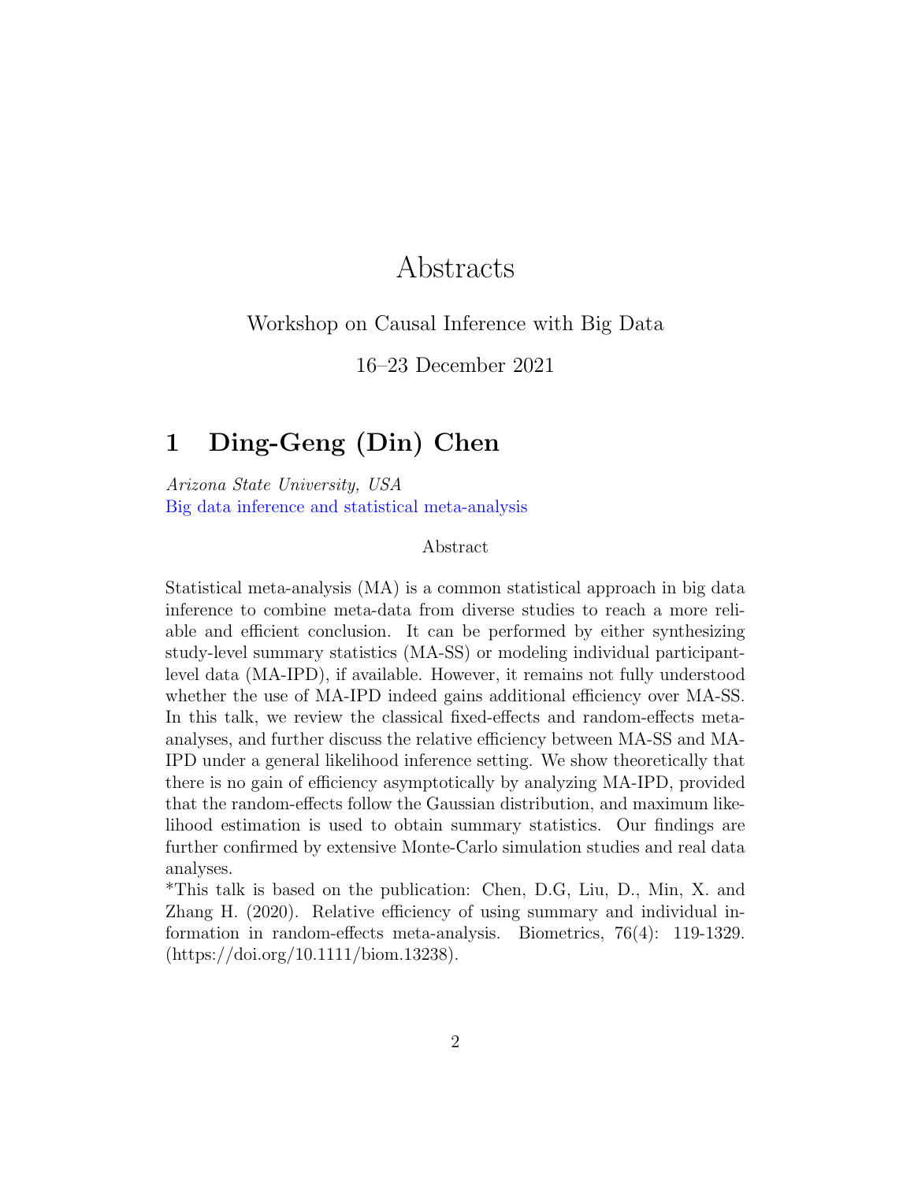# Abstracts

Workshop on Causal Inference with Big Data

16–23 December 2021

## 1 Ding-Geng (Din) Chen

*Arizona State University, USA*
Big data inference and statistical meta-analysis

Abstract

Statistical meta-analysis (MA) is a common statistical approach in big data inference to combine meta-data from diverse studies to reach a more reliable and efficient conclusion. It can be performed by either synthesizing study-level summary statistics (MA-SS) or modeling individual participant-level data (MA-IPD), if available. However, it remains not fully understood whether the use of MA-IPD indeed gains additional efficiency over MA-SS. In this talk, we review the classical fixed-effects and random-effects meta-analyses, and further discuss the relative efficiency between MA-SS and MA-IPD under a general likelihood inference setting. We show theoretically that there is no gain of efficiency asymptotically by analyzing MA-IPD, provided that the random-effects follow the Gaussian distribution, and maximum likelihood estimation is used to obtain summary statistics. Our findings are further confirmed by extensive Monte-Carlo simulation studies and real data analyses.

*This talk is based on the publication: Chen, D.G, Liu, D., Min, X. and Zhang H. (2020). Relative efficiency of using summary and individual information in random-effects meta-analysis. Biometrics, 76(4): 119-1329. (https://doi.org/10.1111/biom.13238).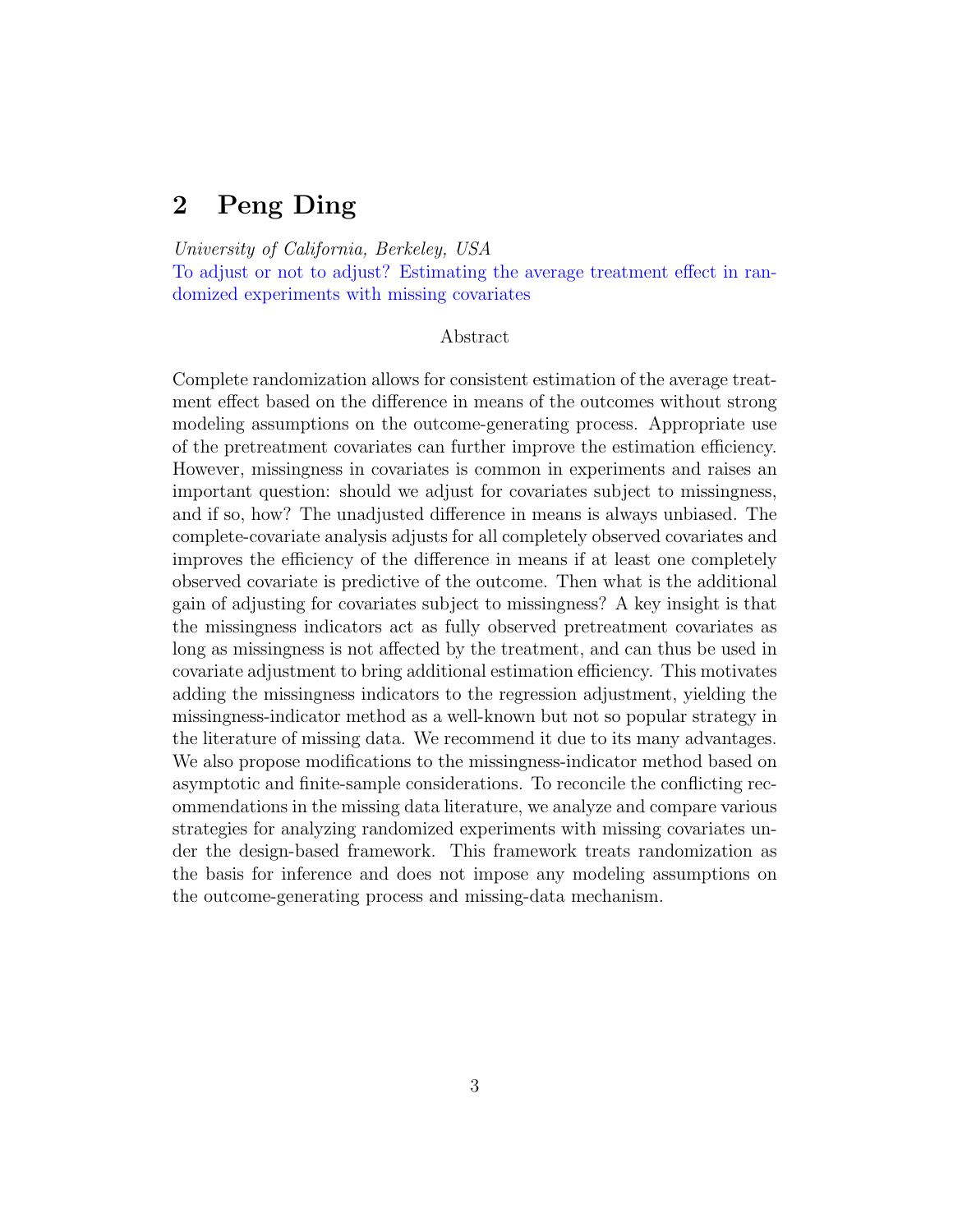## 2 Peng Ding

*University of California, Berkeley, USA*

To adjust or not to adjust? Estimating the average treatment effect in randomized experiments with missing covariates

Abstract

Complete randomization allows for consistent estimation of the average treatment effect based on the difference in means of the outcomes without strong modeling assumptions on the outcome-generating process. Appropriate use of the pretreatment covariates can further improve the estimation efficiency. However, missingness in covariates is common in experiments and raises an important question: should we adjust for covariates subject to missingness, and if so, how? The unadjusted difference in means is always unbiased. The complete-covariate analysis adjusts for all completely observed covariates and improves the efficiency of the difference in means if at least one completely observed covariate is predictive of the outcome. Then what is the additional gain of adjusting for covariates subject to missingness? A key insight is that the missingness indicators act as fully observed pretreatment covariates as long as missingness is not affected by the treatment, and can thus be used in covariate adjustment to bring additional estimation efficiency. This motivates adding the missingness indicators to the regression adjustment, yielding the missingness-indicator method as a well-known but not so popular strategy in the literature of missing data. We recommend it due to its many advantages. We also propose modifications to the missingness-indicator method based on asymptotic and finite-sample considerations. To reconcile the conflicting recommendations in the missing data literature, we analyze and compare various strategies for analyzing randomized experiments with missing covariates under the design-based framework. This framework treats randomization as the basis for inference and does not impose any modeling assumptions on the outcome-generating process and missing-data mechanism.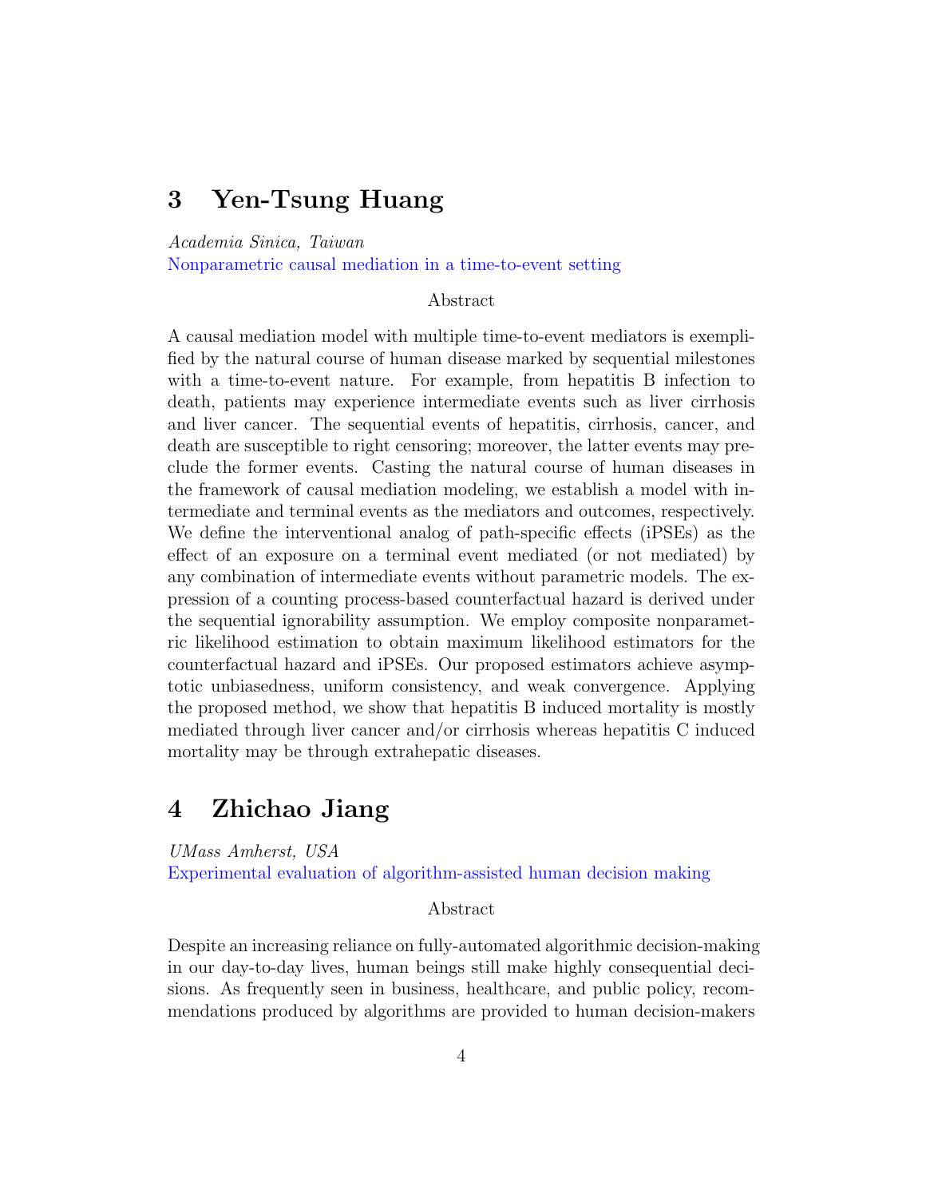## 3 Yen-Tsung Huang

*Academia Sinica, Taiwan*

Nonparametric causal mediation in a time-to-event setting

Abstract

A causal mediation model with multiple time-to-event mediators is exemplified by the natural course of human disease marked by sequential milestones with a time-to-event nature. For example, from hepatitis B infection to death, patients may experience intermediate events such as liver cirrhosis and liver cancer. The sequential events of hepatitis, cirrhosis, cancer, and death are susceptible to right censoring; moreover, the latter events may preclude the former events. Casting the natural course of human diseases in the framework of causal mediation modeling, we establish a model with intermediate and terminal events as the mediators and outcomes, respectively. We define the interventional analog of path-specific effects (iPSEs) as the effect of an exposure on a terminal event mediated (or not mediated) by any combination of intermediate events without parametric models. The expression of a counting process-based counterfactual hazard is derived under the sequential ignorability assumption. We employ composite nonparametric likelihood estimation to obtain maximum likelihood estimators for the counterfactual hazard and iPSEs. Our proposed estimators achieve asymptotic unbiasedness, uniform consistency, and weak convergence. Applying the proposed method, we show that hepatitis B induced mortality is mostly mediated through liver cancer and/or cirrhosis whereas hepatitis C induced mortality may be through extrahepatic diseases.

## 4 Zhichao Jiang

*UMass Amherst, USA*

Experimental evaluation of algorithm-assisted human decision making

Abstract

Despite an increasing reliance on fully-automated algorithmic decision-making in our day-to-day lives, human beings still make highly consequential decisions. As frequently seen in business, healthcare, and public policy, recommendations produced by algorithms are provided to human decision-makers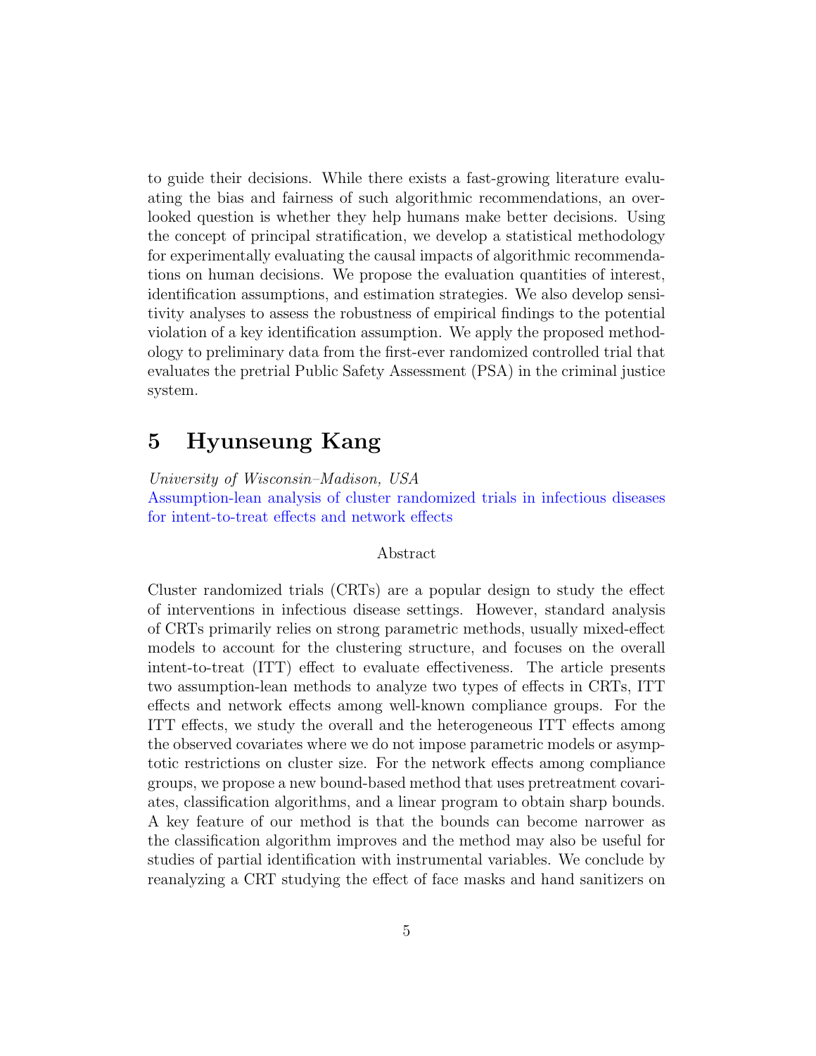to guide their decisions. While there exists a fast-growing literature evaluating the bias and fairness of such algorithmic recommendations, an overlooked question is whether they help humans make better decisions. Using the concept of principal stratification, we develop a statistical methodology for experimentally evaluating the causal impacts of algorithmic recommendations on human decisions. We propose the evaluation quantities of interest, identification assumptions, and estimation strategies. We also develop sensitivity analyses to assess the robustness of empirical findings to the potential violation of a key identification assumption. We apply the proposed methodology to preliminary data from the first-ever randomized controlled trial that evaluates the pretrial Public Safety Assessment (PSA) in the criminal justice system.

## 5 Hyunseung Kang

*University of Wisconsin–Madison, USA*

Assumption-lean analysis of cluster randomized trials in infectious diseases for intent-to-treat effects and network effects

Abstract

Cluster randomized trials (CRTs) are a popular design to study the effect of interventions in infectious disease settings. However, standard analysis of CRTs primarily relies on strong parametric methods, usually mixed-effect models to account for the clustering structure, and focuses on the overall intent-to-treat (ITT) effect to evaluate effectiveness. The article presents two assumption-lean methods to analyze two types of effects in CRTs, ITT effects and network effects among well-known compliance groups. For the ITT effects, we study the overall and the heterogeneous ITT effects among the observed covariates where we do not impose parametric models or asymptotic restrictions on cluster size. For the network effects among compliance groups, we propose a new bound-based method that uses pretreatment covariates, classification algorithms, and a linear program to obtain sharp bounds. A key feature of our method is that the bounds can become narrower as the classification algorithm improves and the method may also be useful for studies of partial identification with instrumental variables. We conclude by reanalyzing a CRT studying the effect of face masks and hand sanitizers on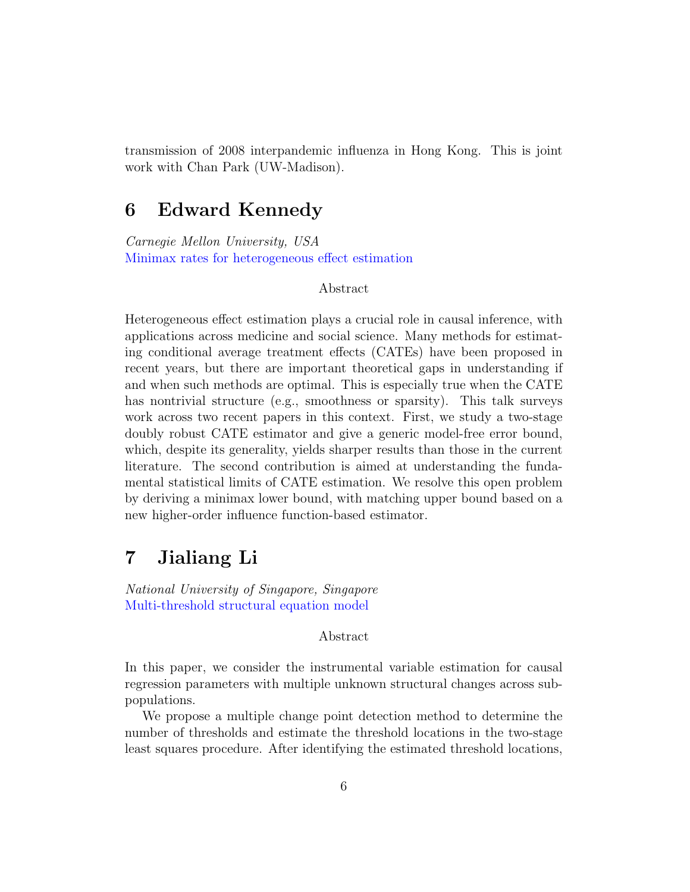transmission of 2008 interpandemic influenza in Hong Kong. This is joint work with Chan Park (UW-Madison).

## 6 Edward Kennedy

*Carnegie Mellon University, USA*
Minimax rates for heterogeneous effect estimation

Abstract

Heterogeneous effect estimation plays a crucial role in causal inference, with applications across medicine and social science. Many methods for estimating conditional average treatment effects (CATEs) have been proposed in recent years, but there are important theoretical gaps in understanding if and when such methods are optimal. This is especially true when the CATE has nontrivial structure (e.g., smoothness or sparsity). This talk surveys work across two recent papers in this context. First, we study a two-stage doubly robust CATE estimator and give a generic model-free error bound, which, despite its generality, yields sharper results than those in the current literature. The second contribution is aimed at understanding the fundamental statistical limits of CATE estimation. We resolve this open problem by deriving a minimax lower bound, with matching upper bound based on a new higher-order influence function-based estimator.

## 7 Jialiang Li

*National University of Singapore, Singapore*
Multi-threshold structural equation model

Abstract

In this paper, we consider the instrumental variable estimation for causal regression parameters with multiple unknown structural changes across subpopulations.

We propose a multiple change point detection method to determine the number of thresholds and estimate the threshold locations in the two-stage least squares procedure. After identifying the estimated threshold locations,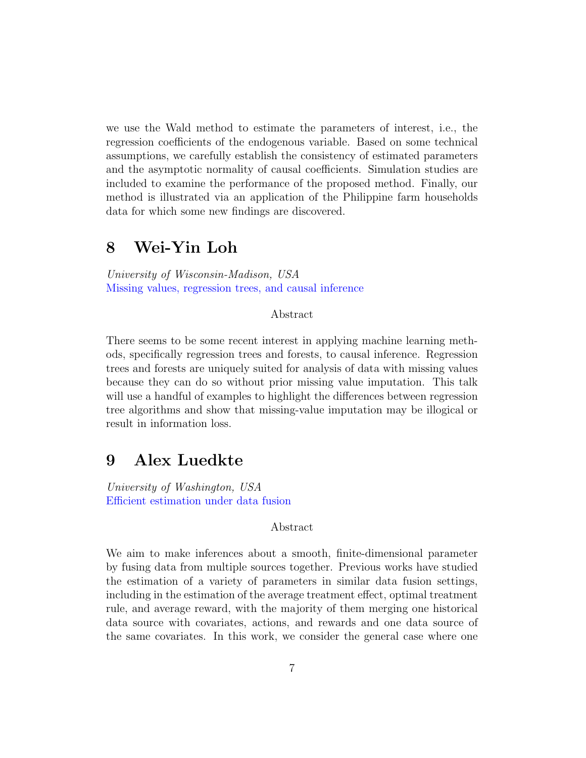we use the Wald method to estimate the parameters of interest, i.e., the regression coefficients of the endogenous variable. Based on some technical assumptions, we carefully establish the consistency of estimated parameters and the asymptotic normality of causal coefficients. Simulation studies are included to examine the performance of the proposed method. Finally, our method is illustrated via an application of the Philippine farm households data for which some new findings are discovered.

# 8 Wei-Yin Loh

*University of Wisconsin-Madison, USA*
Missing values, regression trees, and causal inference

Abstract

There seems to be some recent interest in applying machine learning methods, specifically regression trees and forests, to causal inference. Regression trees and forests are uniquely suited for analysis of data with missing values because they can do so without prior missing value imputation. This talk will use a handful of examples to highlight the differences between regression tree algorithms and show that missing-value imputation may be illogical or result in information loss.

# 9 Alex Luedkte

*University of Washington, USA*
Efficient estimation under data fusion

Abstract

We aim to make inferences about a smooth, finite-dimensional parameter by fusing data from multiple sources together. Previous works have studied the estimation of a variety of parameters in similar data fusion settings, including in the estimation of the average treatment effect, optimal treatment rule, and average reward, with the majority of them merging one historical data source with covariates, actions, and rewards and one data source of the same covariates. In this work, we consider the general case where one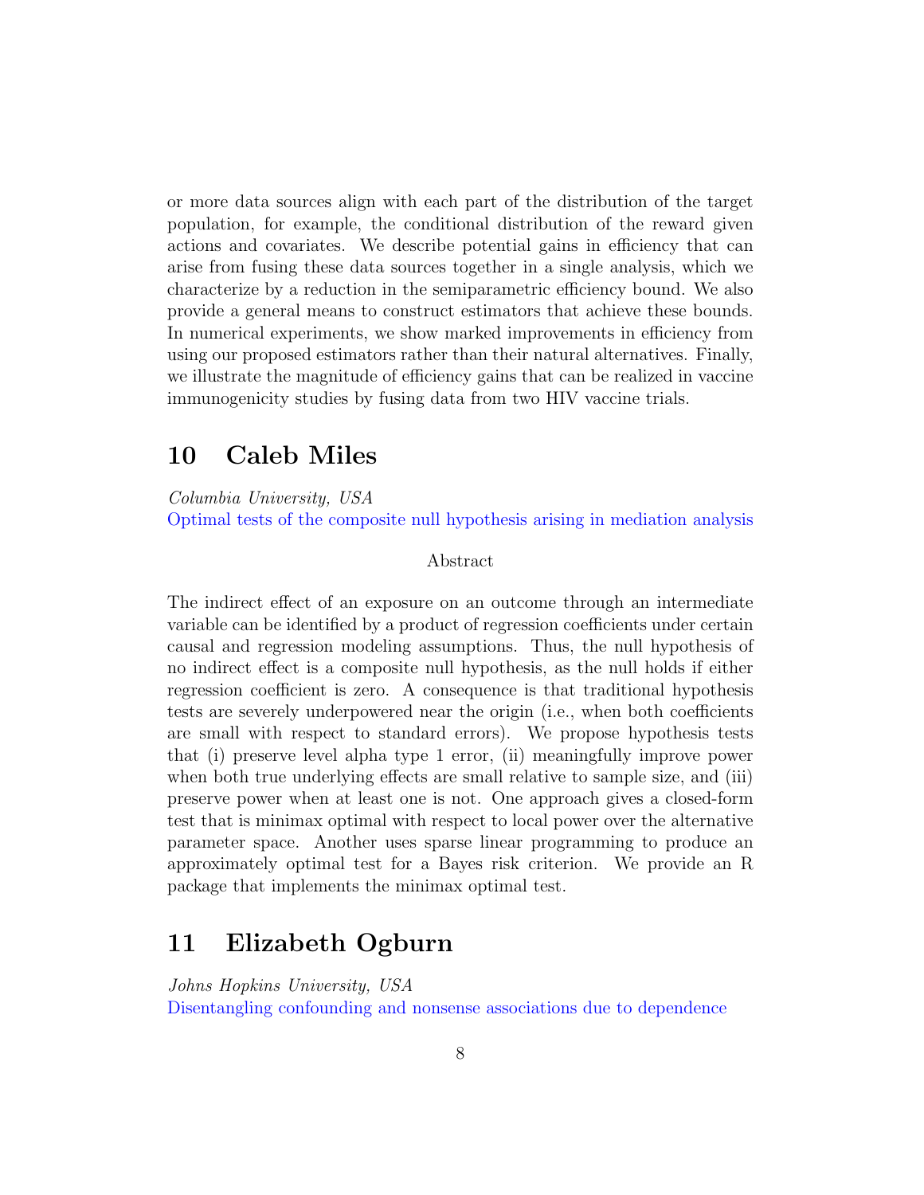or more data sources align with each part of the distribution of the target population, for example, the conditional distribution of the reward given actions and covariates. We describe potential gains in efficiency that can arise from fusing these data sources together in a single analysis, which we characterize by a reduction in the semiparametric efficiency bound. We also provide a general means to construct estimators that achieve these bounds. In numerical experiments, we show marked improvements in efficiency from using our proposed estimators rather than their natural alternatives. Finally, we illustrate the magnitude of efficiency gains that can be realized in vaccine immunogenicity studies by fusing data from two HIV vaccine trials.

## 10 Caleb Miles

*Columbia University, USA*

Optimal tests of the composite null hypothesis arising in mediation analysis

Abstract

The indirect effect of an exposure on an outcome through an intermediate variable can be identified by a product of regression coefficients under certain causal and regression modeling assumptions. Thus, the null hypothesis of no indirect effect is a composite null hypothesis, as the null holds if either regression coefficient is zero. A consequence is that traditional hypothesis tests are severely underpowered near the origin (i.e., when both coefficients are small with respect to standard errors). We propose hypothesis tests that (i) preserve level alpha type 1 error, (ii) meaningfully improve power when both true underlying effects are small relative to sample size, and (iii) preserve power when at least one is not. One approach gives a closed-form test that is minimax optimal with respect to local power over the alternative parameter space. Another uses sparse linear programming to produce an approximately optimal test for a Bayes risk criterion. We provide an R package that implements the minimax optimal test.

## 11 Elizabeth Ogburn

*Johns Hopkins University, USA*

Disentangling confounding and nonsense associations due to dependence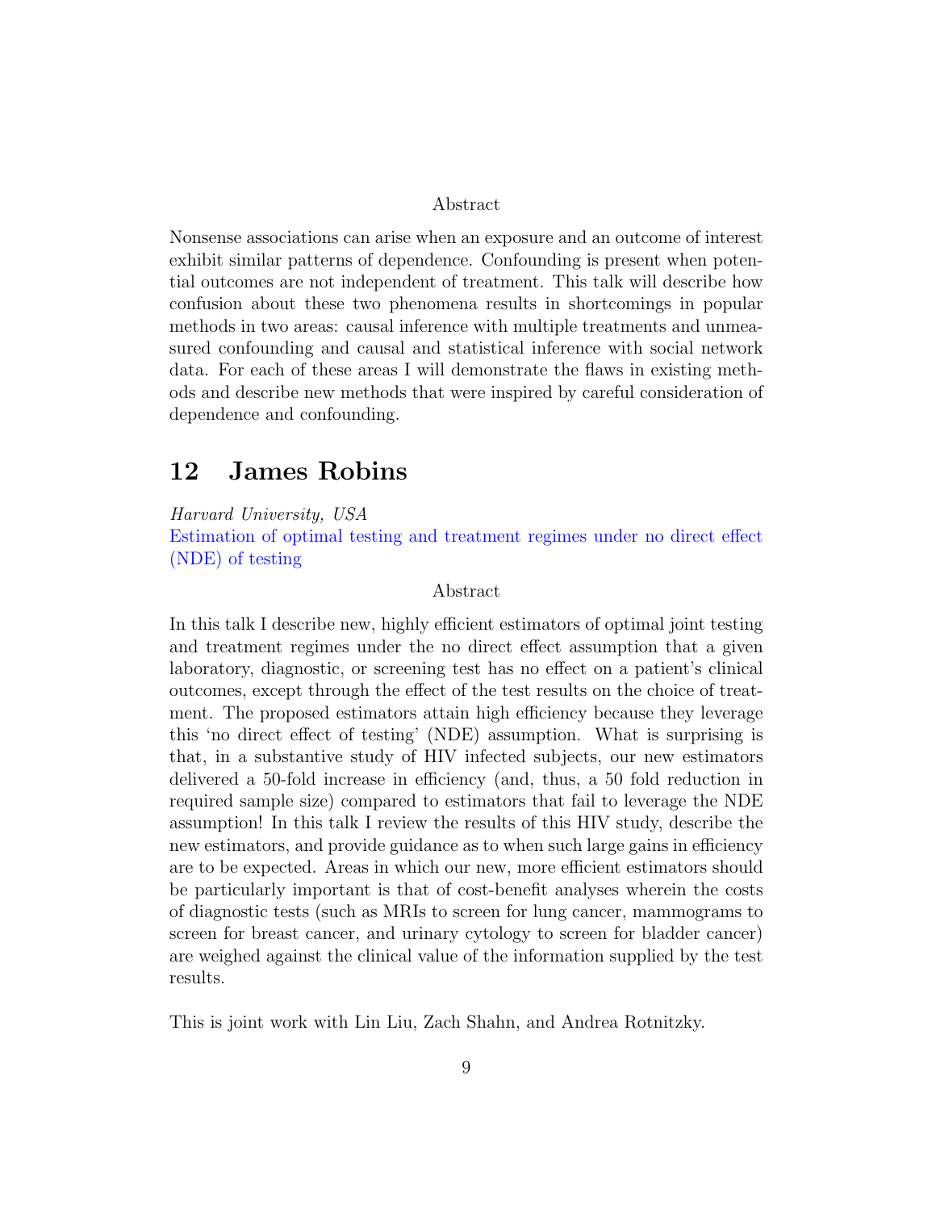Abstract

Nonsense associations can arise when an exposure and an outcome of interest exhibit similar patterns of dependence. Confounding is present when potential outcomes are not independent of treatment. This talk will describe how confusion about these two phenomena results in shortcomings in popular methods in two areas: causal inference with multiple treatments and unmeasured confounding and causal and statistical inference with social network data. For each of these areas I will demonstrate the flaws in existing methods and describe new methods that were inspired by careful consideration of dependence and confounding.

## 12 James Robins

*Harvard University, USA*

Estimation of optimal testing and treatment regimes under no direct effect (NDE) of testing

Abstract

In this talk I describe new, highly efficient estimators of optimal joint testing and treatment regimes under the no direct effect assumption that a given laboratory, diagnostic, or screening test has no effect on a patient's clinical outcomes, except through the effect of the test results on the choice of treatment. The proposed estimators attain high efficiency because they leverage this 'no direct effect of testing' (NDE) assumption. What is surprising is that, in a substantive study of HIV infected subjects, our new estimators delivered a 50-fold increase in efficiency (and, thus, a 50 fold reduction in required sample size) compared to estimators that fail to leverage the NDE assumption! In this talk I review the results of this HIV study, describe the new estimators, and provide guidance as to when such large gains in efficiency are to be expected. Areas in which our new, more efficient estimators should be particularly important is that of cost-benefit analyses wherein the costs of diagnostic tests (such as MRIs to screen for lung cancer, mammograms to screen for breast cancer, and urinary cytology to screen for bladder cancer) are weighed against the clinical value of the information supplied by the test results.

This is joint work with Lin Liu, Zach Shahn, and Andrea Rotnitzky.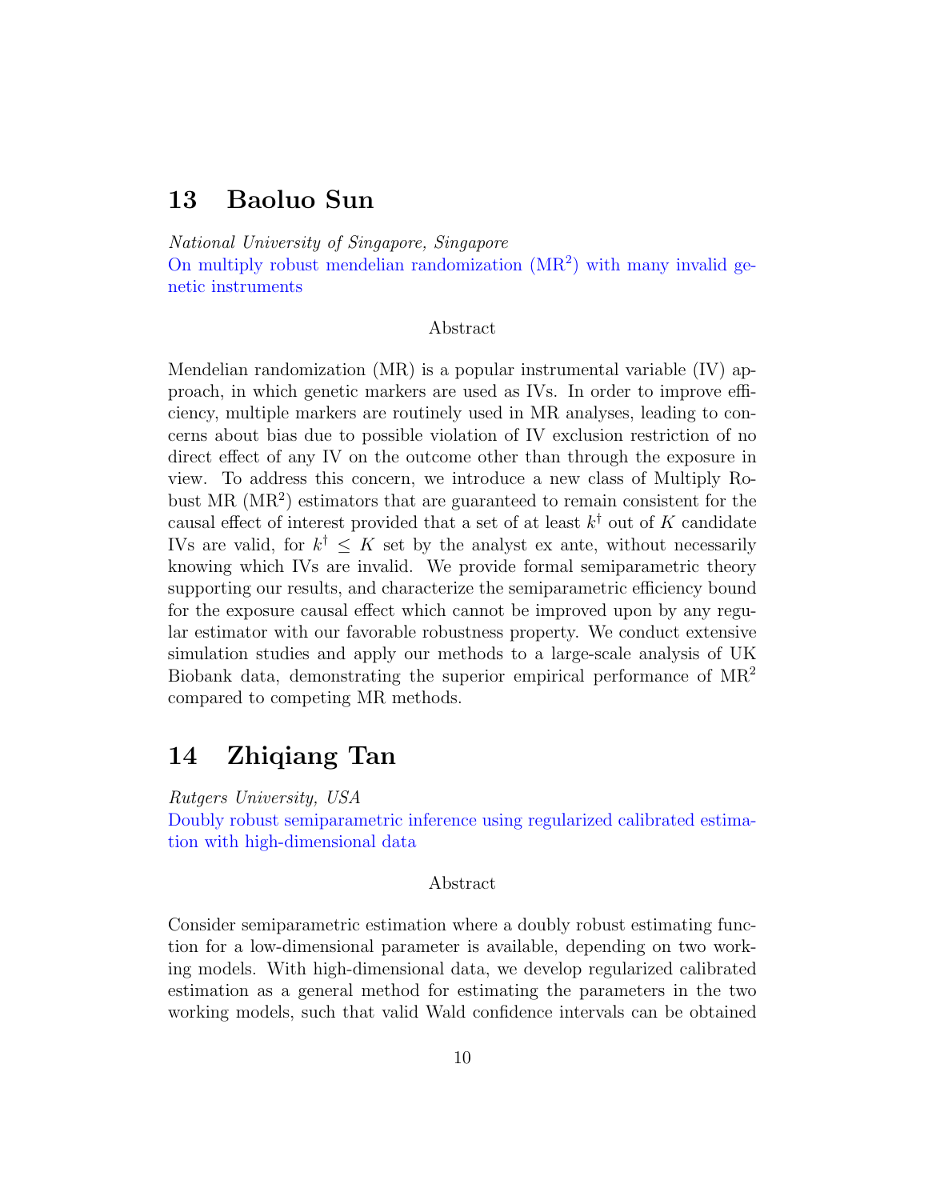## 13 Baoluo Sun

*National University of Singapore, Singapore*

On multiply robust mendelian randomization ($MR^2$) with many invalid genetic instruments

Abstract

Mendelian randomization (MR) is a popular instrumental variable (IV) approach, in which genetic markers are used as IVs. In order to improve efficiency, multiple markers are routinely used in MR analyses, leading to concerns about bias due to possible violation of IV exclusion restriction of no direct effect of any IV on the outcome other than through the exposure in view. To address this concern, we introduce a new class of Multiply Robust MR ($MR^2$) estimators that are guaranteed to remain consistent for the causal effect of interest provided that a set of at least $k^\dagger$ out of $K$ candidate IVs are valid, for $k^\dagger \leq K$ set by the analyst ex ante, without necessarily knowing which IVs are invalid. We provide formal semiparametric theory supporting our results, and characterize the semiparametric efficiency bound for the exposure causal effect which cannot be improved upon by any regular estimator with our favorable robustness property. We conduct extensive simulation studies and apply our methods to a large-scale analysis of UK Biobank data, demonstrating the superior empirical performance of $MR^2$ compared to competing MR methods.

## 14 Zhiqiang Tan

*Rutgers University, USA*

Doubly robust semiparametric inference using regularized calibrated estimation with high-dimensional data

Abstract

Consider semiparametric estimation where a doubly robust estimating function for a low-dimensional parameter is available, depending on two working models. With high-dimensional data, we develop regularized calibrated estimation as a general method for estimating the parameters in the two working models, such that valid Wald confidence intervals can be obtained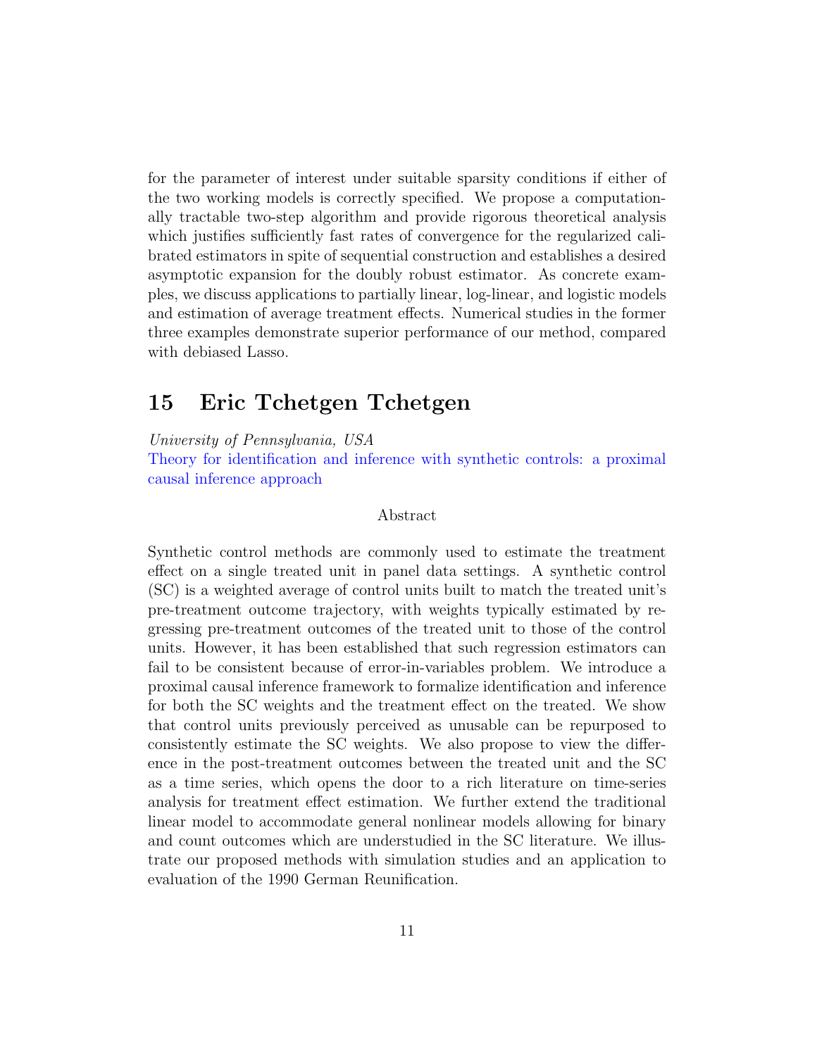for the parameter of interest under suitable sparsity conditions if either of the two working models is correctly specified. We propose a computationally tractable two-step algorithm and provide rigorous theoretical analysis which justifies sufficiently fast rates of convergence for the regularized calibrated estimators in spite of sequential construction and establishes a desired asymptotic expansion for the doubly robust estimator. As concrete examples, we discuss applications to partially linear, log-linear, and logistic models and estimation of average treatment effects. Numerical studies in the former three examples demonstrate superior performance of our method, compared with debiased Lasso.

## 15 Eric Tchetgen Tchetgen

*University of Pennsylvania, USA*

Theory for identification and inference with synthetic controls: a proximal causal inference approach

Abstract

Synthetic control methods are commonly used to estimate the treatment effect on a single treated unit in panel data settings. A synthetic control (SC) is a weighted average of control units built to match the treated unit's pre-treatment outcome trajectory, with weights typically estimated by regressing pre-treatment outcomes of the treated unit to those of the control units. However, it has been established that such regression estimators can fail to be consistent because of error-in-variables problem. We introduce a proximal causal inference framework to formalize identification and inference for both the SC weights and the treatment effect on the treated. We show that control units previously perceived as unusable can be repurposed to consistently estimate the SC weights. We also propose to view the difference in the post-treatment outcomes between the treated unit and the SC as a time series, which opens the door to a rich literature on time-series analysis for treatment effect estimation. We further extend the traditional linear model to accommodate general nonlinear models allowing for binary and count outcomes which are understudied in the SC literature. We illustrate our proposed methods with simulation studies and an application to evaluation of the 1990 German Reunification.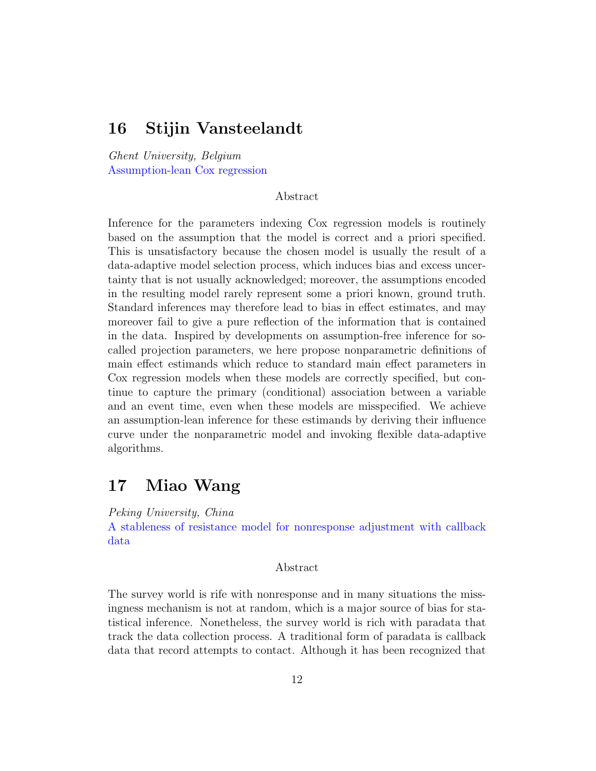## 16 Stijin Vansteelandt

*Ghent University, Belgium*
Assumption-lean Cox regression

Abstract

Inference for the parameters indexing Cox regression models is routinely based on the assumption that the model is correct and a priori specified. This is unsatisfactory because the chosen model is usually the result of a data-adaptive model selection process, which induces bias and excess uncertainty that is not usually acknowledged; moreover, the assumptions encoded in the resulting model rarely represent some a priori known, ground truth. Standard inferences may therefore lead to bias in effect estimates, and may moreover fail to give a pure reflection of the information that is contained in the data. Inspired by developments on assumption-free inference for so-called projection parameters, we here propose nonparametric definitions of main effect estimands which reduce to standard main effect parameters in Cox regression models when these models are correctly specified, but continue to capture the primary (conditional) association between a variable and an event time, even when these models are misspecified. We achieve an assumption-lean inference for these estimands by deriving their influence curve under the nonparametric model and invoking flexible data-adaptive algorithms.

## 17 Miao Wang

*Peking University, China*
A stableness of resistance model for nonresponse adjustment with callback data

Abstract

The survey world is rife with nonresponse and in many situations the missingness mechanism is not at random, which is a major source of bias for statistical inference. Nonetheless, the survey world is rich with paradata that track the data collection process. A traditional form of paradata is callback data that record attempts to contact. Although it has been recognized that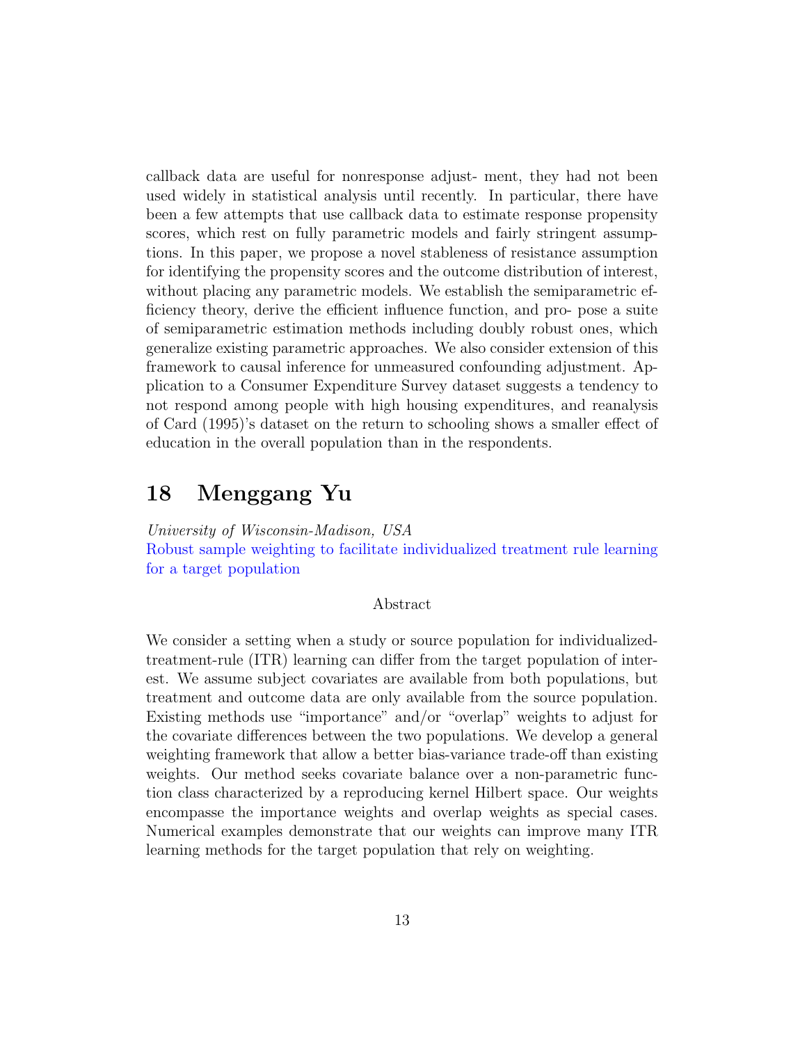callback data are useful for nonresponse adjust- ment, they had not been used widely in statistical analysis until recently. In particular, there have been a few attempts that use callback data to estimate response propensity scores, which rest on fully parametric models and fairly stringent assumptions. In this paper, we propose a novel stableness of resistance assumption for identifying the propensity scores and the outcome distribution of interest, without placing any parametric models. We establish the semiparametric efficiency theory, derive the efficient influence function, and pro- pose a suite of semiparametric estimation methods including doubly robust ones, which generalize existing parametric approaches. We also consider extension of this framework to causal inference for unmeasured confounding adjustment. Application to a Consumer Expenditure Survey dataset suggests a tendency to not respond among people with high housing expenditures, and reanalysis of Card (1995)'s dataset on the return to schooling shows a smaller effect of education in the overall population than in the respondents.

# 18 Menggang Yu

*University of Wisconsin-Madison, USA*

Robust sample weighting to facilitate individualized treatment rule learning for a target population

## Abstract

We consider a setting when a study or source population for individualized-treatment-rule (ITR) learning can differ from the target population of interest. We assume subject covariates are available from both populations, but treatment and outcome data are only available from the source population. Existing methods use "importance" and/or "overlap" weights to adjust for the covariate differences between the two populations. We develop a general weighting framework that allow a better bias-variance trade-off than existing weights. Our method seeks covariate balance over a non-parametric function class characterized by a reproducing kernel Hilbert space. Our weights encompasse the importance weights and overlap weights as special cases. Numerical examples demonstrate that our weights can improve many ITR learning methods for the target population that rely on weighting.